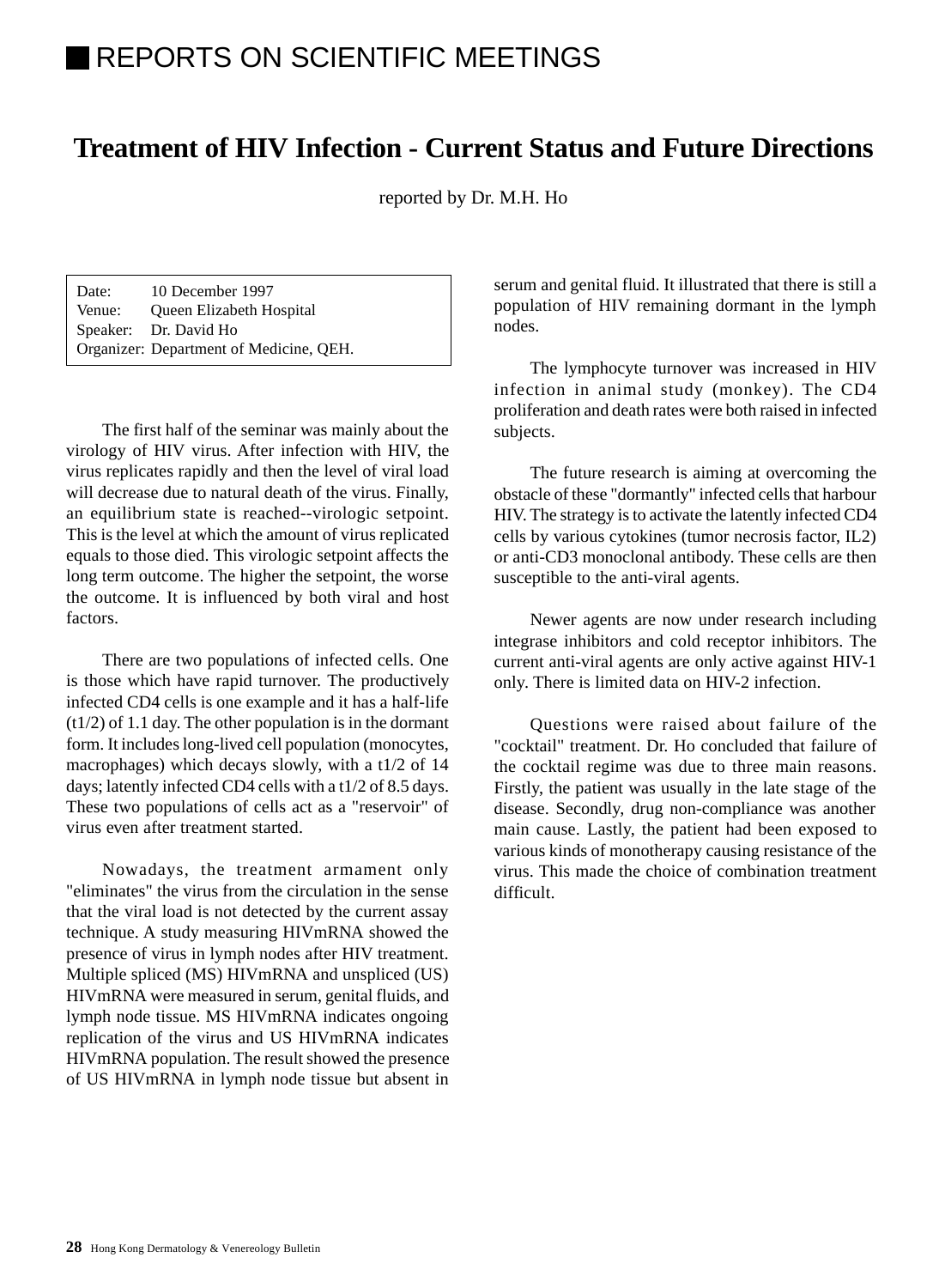# REPORTS ON SCIENTIFIC MEETINGS

## Treatment of HIV Infection - Current Status and Future Directions

reported by Dr. M.H. Ho

| Date: | 10 December 1997 |
|---|---|
| Venue: | Queen Elizabeth Hospital |
| Speaker: | Dr. David Ho |
| Organizer: | Department of Medicine, QEH. |

The first half of the seminar was mainly about the virology of HIV virus. After infection with HIV, the virus replicates rapidly and then the level of viral load will decrease due to natural death of the virus. Finally, an equilibrium state is reached--virologic setpoint. This is the level at which the amount of virus replicated equals to those died. This virologic setpoint affects the long term outcome. The higher the setpoint, the worse the outcome. It is influenced by both viral and host factors.

There are two populations of infected cells. One is those which have rapid turnover. The productively infected CD4 cells is one example and it has a half-life (t1/2) of 1.1 day. The other population is in the dormant form. It includes long-lived cell population (monocytes, macrophages) which decays slowly, with a t1/2 of 14 days; latently infected CD4 cells with a t1/2 of 8.5 days. These two populations of cells act as a "reservoir" of virus even after treatment started.

Nowadays, the treatment armament only "eliminates" the virus from the circulation in the sense that the viral load is not detected by the current assay technique. A study measuring HIVmRNA showed the presence of virus in lymph nodes after HIV treatment. Multiple spliced (MS) HIVmRNA and unspliced (US) HIVmRNA were measured in serum, genital fluids, and lymph node tissue. MS HIVmRNA indicates ongoing replication of the virus and US HIVmRNA indicates HIVmRNA population. The result showed the presence of US HIVmRNA in lymph node tissue but absent in serum and genital fluid. It illustrated that there is still a population of HIV remaining dormant in the lymph nodes.

The lymphocyte turnover was increased in HIV infection in animal study (monkey). The CD4 proliferation and death rates were both raised in infected subjects.

The future research is aiming at overcoming the obstacle of these "dormantly" infected cells that harbour HIV. The strategy is to activate the latently infected CD4 cells by various cytokines (tumor necrosis factor, IL2) or anti-CD3 monoclonal antibody. These cells are then susceptible to the anti-viral agents.

Newer agents are now under research including integrase inhibitors and cold receptor inhibitors. The current anti-viral agents are only active against HIV-1 only. There is limited data on HIV-2 infection.

Questions were raised about failure of the "cocktail" treatment. Dr. Ho concluded that failure of the cocktail regime was due to three main reasons. Firstly, the patient was usually in the late stage of the disease. Secondly, drug non-compliance was another main cause. Lastly, the patient had been exposed to various kinds of monotherapy causing resistance of the virus. This made the choice of combination treatment difficult.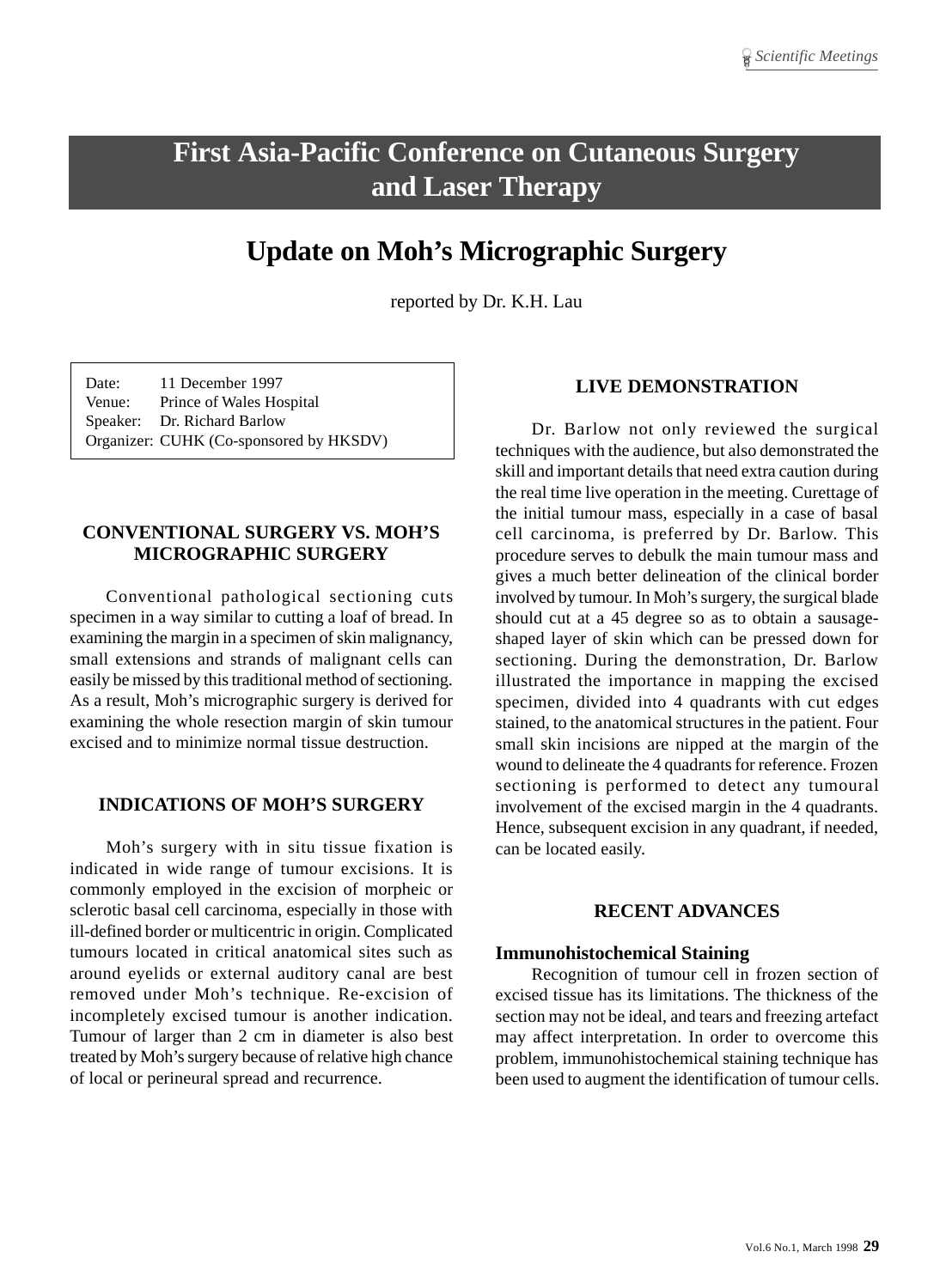# First Asia-Pacific Conference on Cutaneous Surgery and Laser Therapy

## Update on Moh's Micrographic Surgery

reported by Dr. K.H. Lau

Date: 11 December 1997
Venue: Prince of Wales Hospital
Speaker: Dr. Richard Barlow
Organizer: CUHK (Co-sponsored by HKSDV)

### CONVENTIONAL SURGERY VS. MOH'S MICROGRAPHIC SURGERY

Conventional pathological sectioning cuts specimen in a way similar to cutting a loaf of bread. In examining the margin in a specimen of skin malignancy, small extensions and strands of malignant cells can easily be missed by this traditional method of sectioning. As a result, Moh's micrographic surgery is derived for examining the whole resection margin of skin tumour excised and to minimize normal tissue destruction.

### INDICATIONS OF MOH'S SURGERY

Moh's surgery with in situ tissue fixation is indicated in wide range of tumour excisions. It is commonly employed in the excision of morpheic or sclerotic basal cell carcinoma, especially in those with ill-defined border or multicentric in origin. Complicated tumours located in critical anatomical sites such as around eyelids or external auditory canal are best removed under Moh's technique. Re-excision of incompletely excised tumour is another indication. Tumour of larger than 2 cm in diameter is also best treated by Moh's surgery because of relative high chance of local or perineural spread and recurrence.

### LIVE DEMONSTRATION

Dr. Barlow not only reviewed the surgical techniques with the audience, but also demonstrated the skill and important details that need extra caution during the real time live operation in the meeting. Curettage of the initial tumour mass, especially in a case of basal cell carcinoma, is preferred by Dr. Barlow. This procedure serves to debulk the main tumour mass and gives a much better delineation of the clinical border involved by tumour. In Moh's surgery, the surgical blade should cut at a 45 degree so as to obtain a sausage-shaped layer of skin which can be pressed down for sectioning. During the demonstration, Dr. Barlow illustrated the importance in mapping the excised specimen, divided into 4 quadrants with cut edges stained, to the anatomical structures in the patient. Four small skin incisions are nipped at the margin of the wound to delineate the 4 quadrants for reference. Frozen sectioning is performed to detect any tumoural involvement of the excised margin in the 4 quadrants. Hence, subsequent excision in any quadrant, if needed, can be located easily.

### RECENT ADVANCES

#### Immunohistochemical Staining

Recognition of tumour cell in frozen section of excised tissue has its limitations. The thickness of the section may not be ideal, and tears and freezing artefact may affect interpretation. In order to overcome this problem, immunohistochemical staining technique has been used to augment the identification of tumour cells.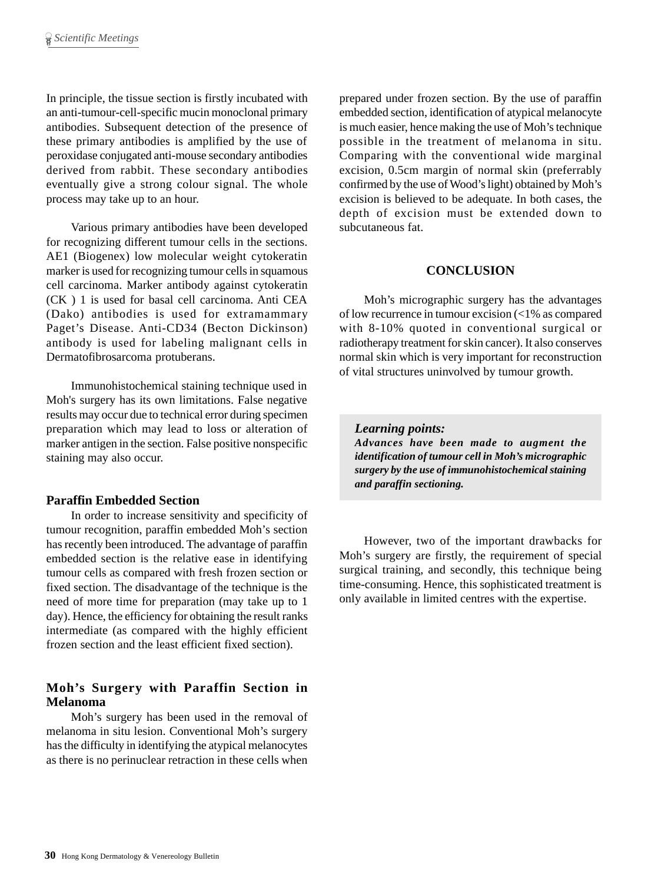In principle, the tissue section is firstly incubated with an anti-tumour-cell-specific mucin monoclonal primary antibodies. Subsequent detection of the presence of these primary antibodies is amplified by the use of peroxidase conjugated anti-mouse secondary antibodies derived from rabbit. These secondary antibodies eventually give a strong colour signal. The whole process may take up to an hour.

Various primary antibodies have been developed for recognizing different tumour cells in the sections. AE1 (Biogenex) low molecular weight cytokeratin marker is used for recognizing tumour cells in squamous cell carcinoma. Marker antibody against cytokeratin (CK ) 1 is used for basal cell carcinoma. Anti CEA (Dako) antibodies is used for extramammary Paget's Disease. Anti-CD34 (Becton Dickinson) antibody is used for labeling malignant cells in Dermatofibrosarcoma protuberans.

Immunohistochemical staining technique used in Moh's surgery has its own limitations. False negative results may occur due to technical error during specimen preparation which may lead to loss or alteration of marker antigen in the section. False positive nonspecific staining may also occur.

### Paraffin Embedded Section

In order to increase sensitivity and specificity of tumour recognition, paraffin embedded Moh's section has recently been introduced. The advantage of paraffin embedded section is the relative ease in identifying tumour cells as compared with fresh frozen section or fixed section. The disadvantage of the technique is the need of more time for preparation (may take up to 1 day). Hence, the efficiency for obtaining the result ranks intermediate (as compared with the highly efficient frozen section and the least efficient fixed section).

### Moh's Surgery with Paraffin Section in Melanoma

Moh's surgery has been used in the removal of melanoma in situ lesion. Conventional Moh's surgery has the difficulty in identifying the atypical melanocytes as there is no perinuclear retraction in these cells when prepared under frozen section. By the use of paraffin embedded section, identification of atypical melanocyte is much easier, hence making the use of Moh's technique possible in the treatment of melanoma in situ. Comparing with the conventional wide marginal excision, 0.5cm margin of normal skin (preferrably confirmed by the use of Wood's light) obtained by Moh's excision is believed to be adequate. In both cases, the depth of excision must be extended down to subcutaneous fat.

## CONCLUSION

Moh's micrographic surgery has the advantages of low recurrence in tumour excision (<1% as compared with 8-10% quoted in conventional surgical or radiotherapy treatment for skin cancer). It also conserves normal skin which is very important for reconstruction of vital structures uninvolved by tumour growth.

> ***Learning points:***
> ***Advances have been made to augment the identification of tumour cell in Moh's micrographic surgery by the use of immunohistochemical staining and paraffin sectioning.***

However, two of the important drawbacks for Moh's surgery are firstly, the requirement of special surgical training, and secondly, this technique being time-consuming. Hence, this sophisticated treatment is only available in limited centres with the expertise.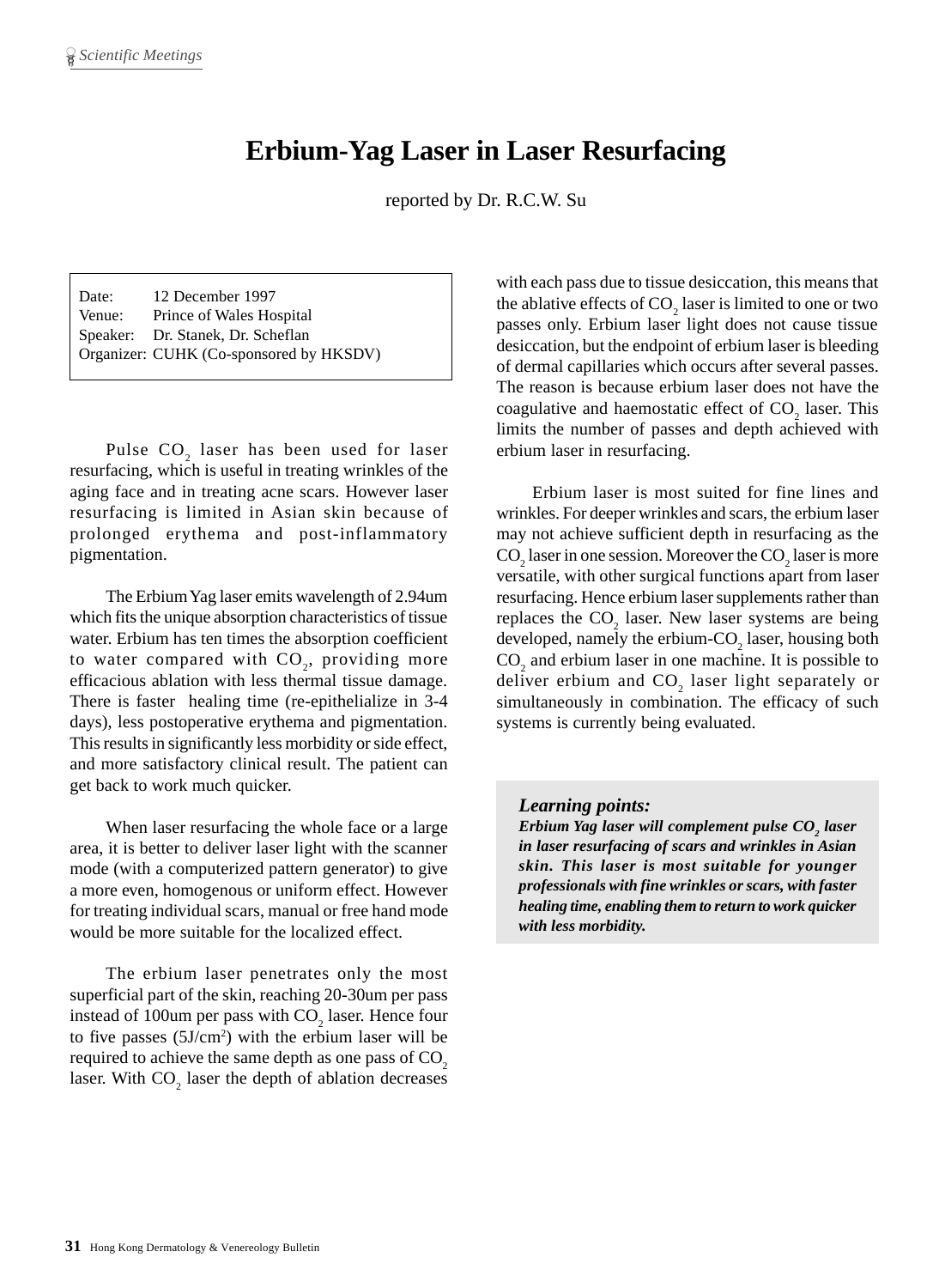# Erbium-Yag Laser in Laser Resurfacing

reported by Dr. R.C.W. Su

| | |
|---|---|
| Date: | 12 December 1997 |
| Venue: | Prince of Wales Hospital |
| Speaker: | Dr. Stanek, Dr. Scheflan |
| Organizer: | CUHK (Co-sponsored by HKSDV) |

Pulse $CO_2$ laser has been used for laser resurfacing, which is useful in treating wrinkles of the aging face and in treating acne scars. However laser resurfacing is limited in Asian skin because of prolonged erythema and post-inflammatory pigmentation.

The Erbium Yag laser emits wavelength of 2.94um which fits the unique absorption characteristics of tissue water. Erbium has ten times the absorption coefficient to water compared with $CO_2$, providing more efficacious ablation with less thermal tissue damage. There is faster healing time (re-epithelialize in 3-4 days), less postoperative erythema and pigmentation. This results in significantly less morbidity or side effect, and more satisfactory clinical result. The patient can get back to work much quicker.

When laser resurfacing the whole face or a large area, it is better to deliver laser light with the scanner mode (with a computerized pattern generator) to give a more even, homogenous or uniform effect. However for treating individual scars, manual or free hand mode would be more suitable for the localized effect.

The erbium laser penetrates only the most superficial part of the skin, reaching 20-30um per pass instead of 100um per pass with $CO_2$ laser. Hence four to five passes (5J/cm$^2$) with the erbium laser will be required to achieve the same depth as one pass of $CO_2$ laser. With $CO_2$ laser the depth of ablation decreases with each pass due to tissue desiccation, this means that the ablative effects of $CO_2$ laser is limited to one or two passes only. Erbium laser light does not cause tissue desiccation, but the endpoint of erbium laser is bleeding of dermal capillaries which occurs after several passes. The reason is because erbium laser does not have the coagulative and haemostatic effect of $CO_2$ laser. This limits the number of passes and depth achieved with erbium laser in resurfacing.

Erbium laser is most suited for fine lines and wrinkles. For deeper wrinkles and scars, the erbium laser may not achieve sufficient depth in resurfacing as the $CO_2$ laser in one session. Moreover the $CO_2$ laser is more versatile, with other surgical functions apart from laser resurfacing. Hence erbium laser supplements rather than replaces the $CO_2$ laser. New laser systems are being developed, namely the erbium-$CO_2$ laser, housing both $CO_2$ and erbium laser in one machine. It is possible to deliver erbium and $CO_2$ laser light separately or simultaneously in combination. The efficacy of such systems is currently being evaluated.

***Learning points:***

***Erbium Yag laser will complement pulse $CO_2$ laser in laser resurfacing of scars and wrinkles in Asian skin. This laser is most suitable for younger professionals with fine wrinkles or scars, with faster healing time, enabling them to return to work quicker with less morbidity.***